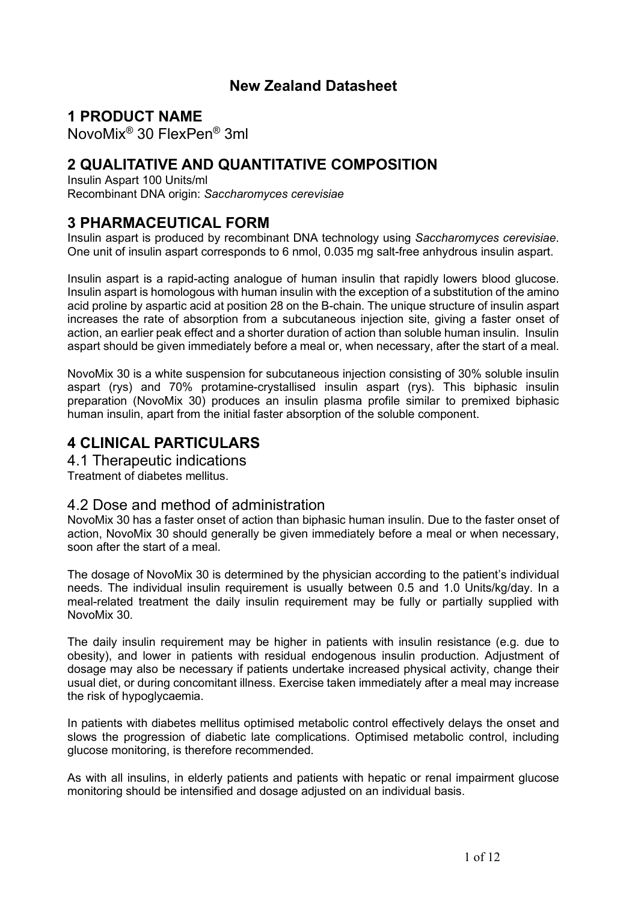## New Zealand Datasheet

# 1 PRODUCT NAME

NovoMix® 30 FlexPen® 3ml

# 2 QUALITATIVE AND QUANTITATIVE COMPOSITION

Insulin Aspart 100 Units/ml
Recombinant DNA origin: *Saccharomyces cerevisiae*

# 3 PHARMACEUTICAL FORM

Insulin aspart is produced by recombinant DNA technology using *Saccharomyces cerevisiae*. One unit of insulin aspart corresponds to 6 nmol, 0.035 mg salt-free anhydrous insulin aspart.

Insulin aspart is a rapid-acting analogue of human insulin that rapidly lowers blood glucose. Insulin aspart is homologous with human insulin with the exception of a substitution of the amino acid proline by aspartic acid at position 28 on the B-chain. The unique structure of insulin aspart increases the rate of absorption from a subcutaneous injection site, giving a faster onset of action, an earlier peak effect and a shorter duration of action than soluble human insulin. Insulin aspart should be given immediately before a meal or, when necessary, after the start of a meal.

NovoMix 30 is a white suspension for subcutaneous injection consisting of 30% soluble insulin aspart (rys) and 70% protamine-crystallised insulin aspart (rys). This biphasic insulin preparation (NovoMix 30) produces an insulin plasma profile similar to premixed biphasic human insulin, apart from the initial faster absorption of the soluble component.

# 4 CLINICAL PARTICULARS

## 4.1 Therapeutic indications

Treatment of diabetes mellitus.

## 4.2 Dose and method of administration

NovoMix 30 has a faster onset of action than biphasic human insulin. Due to the faster onset of action, NovoMix 30 should generally be given immediately before a meal or when necessary, soon after the start of a meal.

The dosage of NovoMix 30 is determined by the physician according to the patient's individual needs. The individual insulin requirement is usually between 0.5 and 1.0 Units/kg/day. In a meal-related treatment the daily insulin requirement may be fully or partially supplied with NovoMix 30.

The daily insulin requirement may be higher in patients with insulin resistance (e.g. due to obesity), and lower in patients with residual endogenous insulin production. Adjustment of dosage may also be necessary if patients undertake increased physical activity, change their usual diet, or during concomitant illness. Exercise taken immediately after a meal may increase the risk of hypoglycaemia.

In patients with diabetes mellitus optimised metabolic control effectively delays the onset and slows the progression of diabetic late complications. Optimised metabolic control, including glucose monitoring, is therefore recommended.

As with all insulins, in elderly patients and patients with hepatic or renal impairment glucose monitoring should be intensified and dosage adjusted on an individual basis.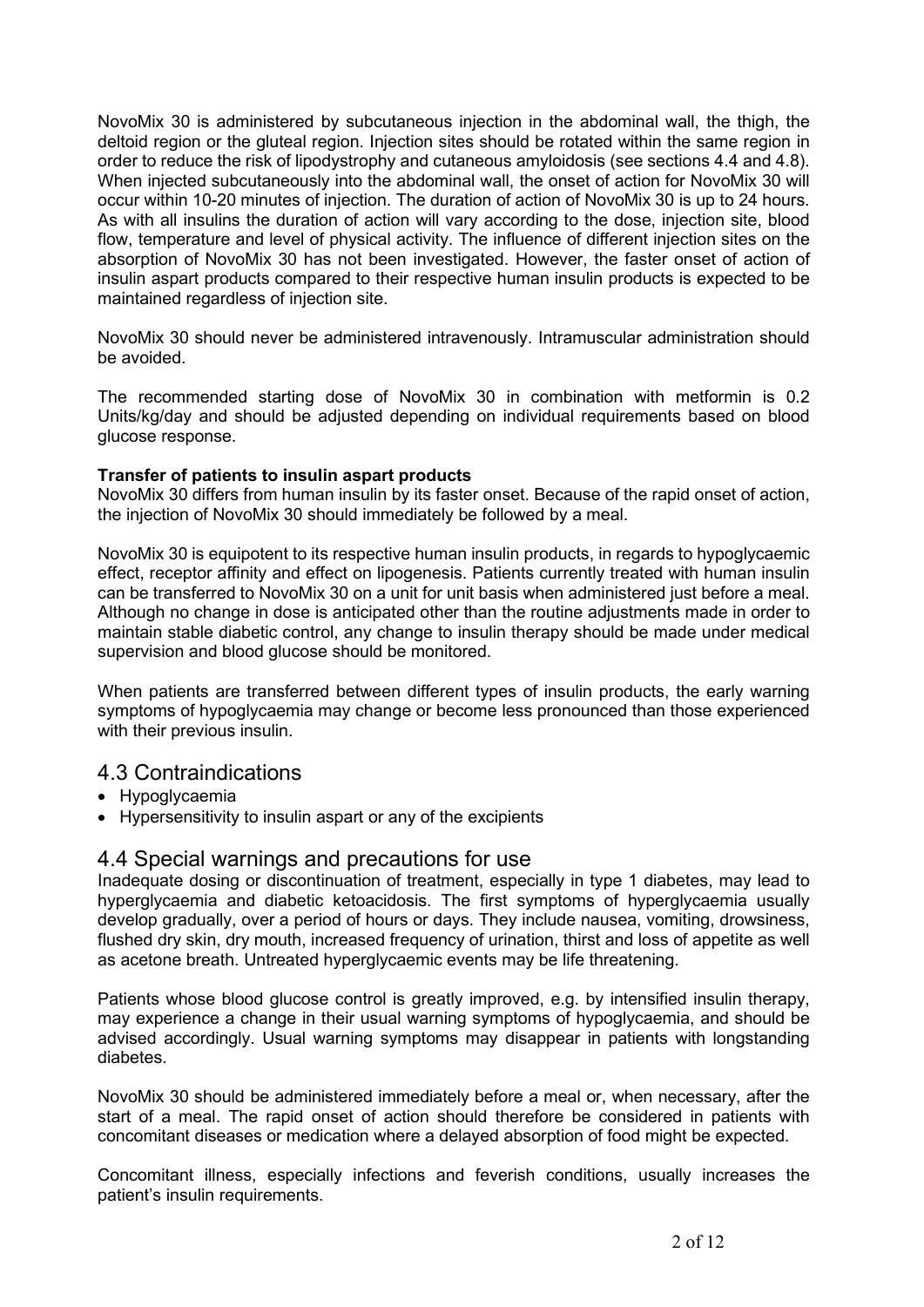NovoMix 30 is administered by subcutaneous injection in the abdominal wall, the thigh, the deltoid region or the gluteal region. Injection sites should be rotated within the same region in order to reduce the risk of lipodystrophy and cutaneous amyloidosis (see sections 4.4 and 4.8). When injected subcutaneously into the abdominal wall, the onset of action for NovoMix 30 will occur within 10-20 minutes of injection. The duration of action of NovoMix 30 is up to 24 hours. As with all insulins the duration of action will vary according to the dose, injection site, blood flow, temperature and level of physical activity. The influence of different injection sites on the absorption of NovoMix 30 has not been investigated. However, the faster onset of action of insulin aspart products compared to their respective human insulin products is expected to be maintained regardless of injection site.

NovoMix 30 should never be administered intravenously. Intramuscular administration should be avoided.

The recommended starting dose of NovoMix 30 in combination with metformin is 0.2 Units/kg/day and should be adjusted depending on individual requirements based on blood glucose response.

**Transfer of patients to insulin aspart products**

NovoMix 30 differs from human insulin by its faster onset. Because of the rapid onset of action, the injection of NovoMix 30 should immediately be followed by a meal.

NovoMix 30 is equipotent to its respective human insulin products, in regards to hypoglycaemic effect, receptor affinity and effect on lipogenesis. Patients currently treated with human insulin can be transferred to NovoMix 30 on a unit for unit basis when administered just before a meal. Although no change in dose is anticipated other than the routine adjustments made in order to maintain stable diabetic control, any change to insulin therapy should be made under medical supervision and blood glucose should be monitored.

When patients are transferred between different types of insulin products, the early warning symptoms of hypoglycaemia may change or become less pronounced than those experienced with their previous insulin.

## 4.3 Contraindications

- Hypoglycaemia
- Hypersensitivity to insulin aspart or any of the excipients

## 4.4 Special warnings and precautions for use

Inadequate dosing or discontinuation of treatment, especially in type 1 diabetes, may lead to hyperglycaemia and diabetic ketoacidosis. The first symptoms of hyperglycaemia usually develop gradually, over a period of hours or days. They include nausea, vomiting, drowsiness, flushed dry skin, dry mouth, increased frequency of urination, thirst and loss of appetite as well as acetone breath. Untreated hyperglycaemic events may be life threatening.

Patients whose blood glucose control is greatly improved, e.g. by intensified insulin therapy, may experience a change in their usual warning symptoms of hypoglycaemia, and should be advised accordingly. Usual warning symptoms may disappear in patients with longstanding diabetes.

NovoMix 30 should be administered immediately before a meal or, when necessary, after the start of a meal. The rapid onset of action should therefore be considered in patients with concomitant diseases or medication where a delayed absorption of food might be expected.

Concomitant illness, especially infections and feverish conditions, usually increases the patient's insulin requirements.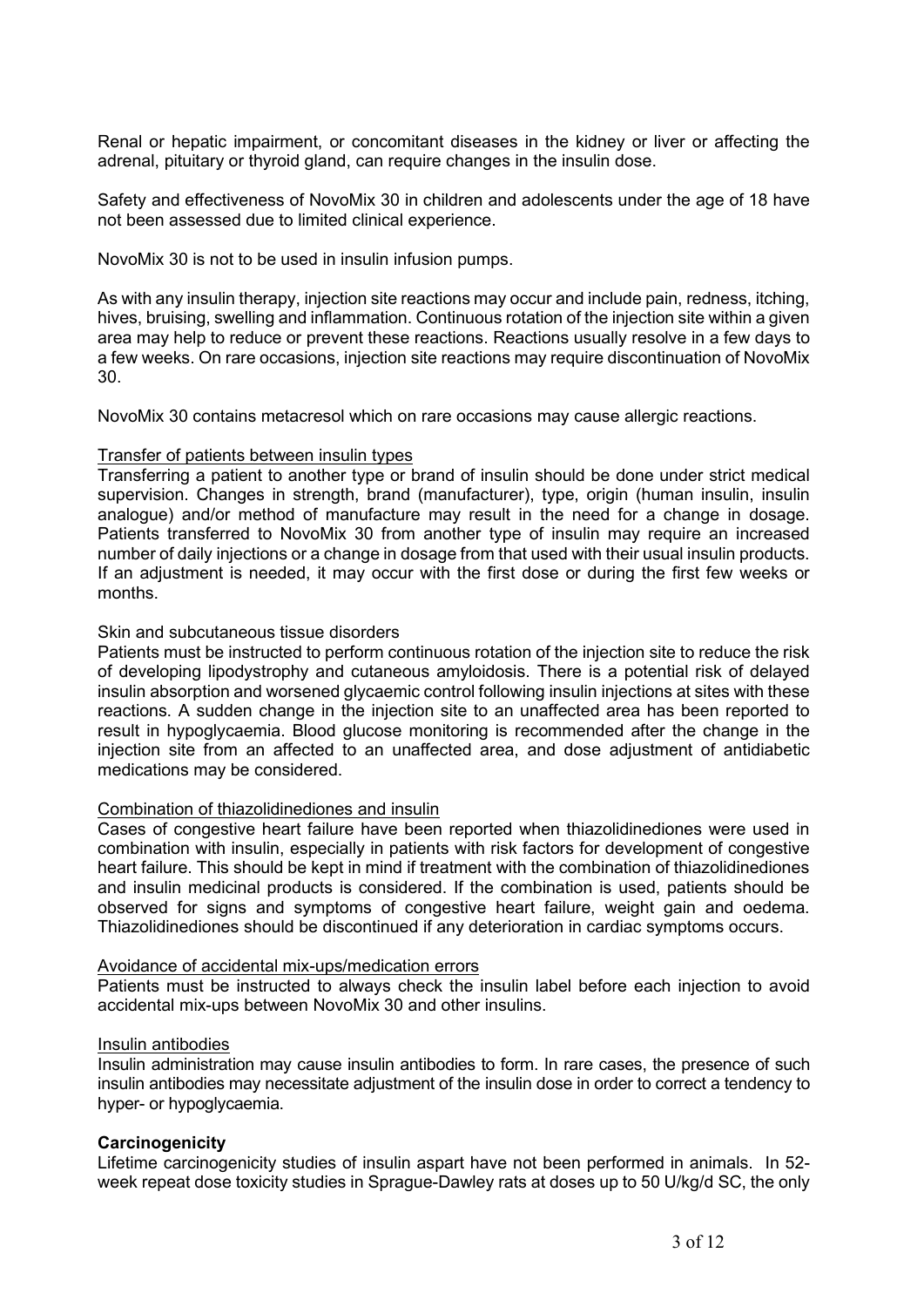Renal or hepatic impairment, or concomitant diseases in the kidney or liver or affecting the adrenal, pituitary or thyroid gland, can require changes in the insulin dose.

Safety and effectiveness of NovoMix 30 in children and adolescents under the age of 18 have not been assessed due to limited clinical experience.

NovoMix 30 is not to be used in insulin infusion pumps.

As with any insulin therapy, injection site reactions may occur and include pain, redness, itching, hives, bruising, swelling and inflammation. Continuous rotation of the injection site within a given area may help to reduce or prevent these reactions. Reactions usually resolve in a few days to a few weeks. On rare occasions, injection site reactions may require discontinuation of NovoMix 30.

NovoMix 30 contains metacresol which on rare occasions may cause allergic reactions.

Transfer of patients between insulin types

Transferring a patient to another type or brand of insulin should be done under strict medical supervision. Changes in strength, brand (manufacturer), type, origin (human insulin, insulin analogue) and/or method of manufacture may result in the need for a change in dosage. Patients transferred to NovoMix 30 from another type of insulin may require an increased number of daily injections or a change in dosage from that used with their usual insulin products. If an adjustment is needed, it may occur with the first dose or during the first few weeks or months.

Skin and subcutaneous tissue disorders

Patients must be instructed to perform continuous rotation of the injection site to reduce the risk of developing lipodystrophy and cutaneous amyloidosis. There is a potential risk of delayed insulin absorption and worsened glycaemic control following insulin injections at sites with these reactions. A sudden change in the injection site to an unaffected area has been reported to result in hypoglycaemia. Blood glucose monitoring is recommended after the change in the injection site from an affected to an unaffected area, and dose adjustment of antidiabetic medications may be considered.

Combination of thiazolidinediones and insulin

Cases of congestive heart failure have been reported when thiazolidinediones were used in combination with insulin, especially in patients with risk factors for development of congestive heart failure. This should be kept in mind if treatment with the combination of thiazolidinediones and insulin medicinal products is considered. If the combination is used, patients should be observed for signs and symptoms of congestive heart failure, weight gain and oedema. Thiazolidinediones should be discontinued if any deterioration in cardiac symptoms occurs.

Avoidance of accidental mix-ups/medication errors

Patients must be instructed to always check the insulin label before each injection to avoid accidental mix-ups between NovoMix 30 and other insulins.

Insulin antibodies

Insulin administration may cause insulin antibodies to form. In rare cases, the presence of such insulin antibodies may necessitate adjustment of the insulin dose in order to correct a tendency to hyper- or hypoglycaemia.

**Carcinogenicity**

Lifetime carcinogenicity studies of insulin aspart have not been performed in animals. In 52-week repeat dose toxicity studies in Sprague-Dawley rats at doses up to 50 U/kg/d SC, the only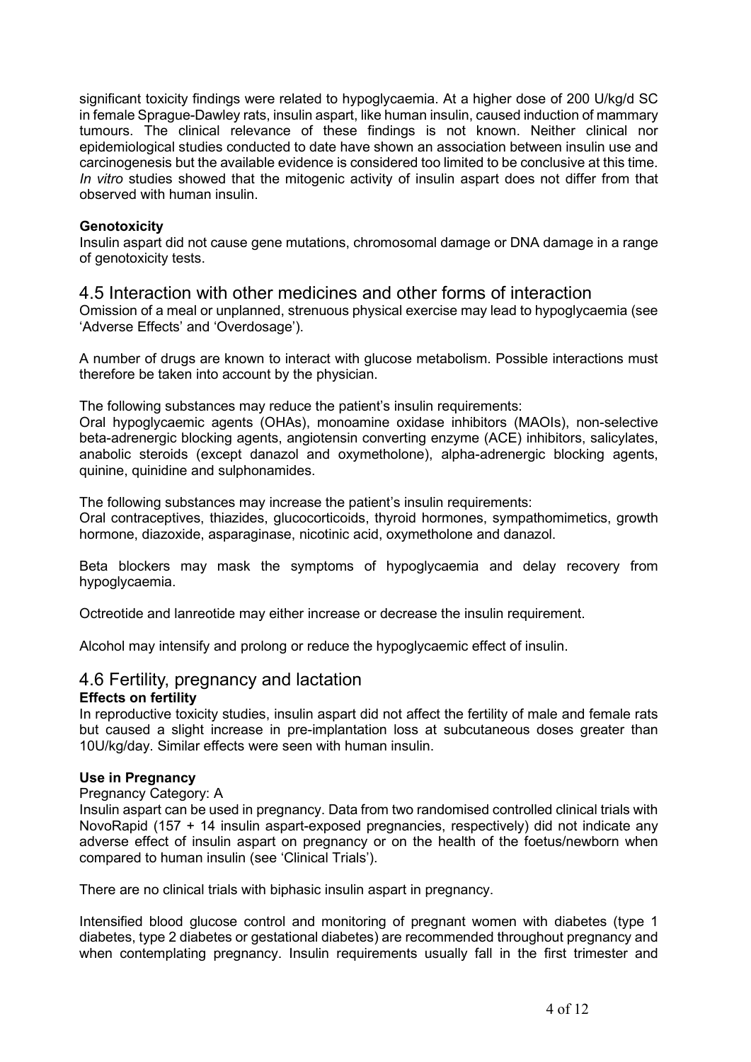significant toxicity findings were related to hypoglycaemia. At a higher dose of 200 U/kg/d SC in female Sprague-Dawley rats, insulin aspart, like human insulin, caused induction of mammary tumours. The clinical relevance of these findings is not known. Neither clinical nor epidemiological studies conducted to date have shown an association between insulin use and carcinogenesis but the available evidence is considered too limited to be conclusive at this time. *In vitro* studies showed that the mitogenic activity of insulin aspart does not differ from that observed with human insulin.

**Genotoxicity**

Insulin aspart did not cause gene mutations, chromosomal damage or DNA damage in a range of genotoxicity tests.

## 4.5 Interaction with other medicines and other forms of interaction

Omission of a meal or unplanned, strenuous physical exercise may lead to hypoglycaemia (see 'Adverse Effects' and 'Overdosage').

A number of drugs are known to interact with glucose metabolism. Possible interactions must therefore be taken into account by the physician.

The following substances may reduce the patient's insulin requirements:
Oral hypoglycaemic agents (OHAs), monoamine oxidase inhibitors (MAOIs), non-selective beta-adrenergic blocking agents, angiotensin converting enzyme (ACE) inhibitors, salicylates, anabolic steroids (except danazol and oxymetholone), alpha-adrenergic blocking agents, quinine, quinidine and sulphonamides.

The following substances may increase the patient's insulin requirements:
Oral contraceptives, thiazides, glucocorticoids, thyroid hormones, sympathomimetics, growth hormone, diazoxide, asparaginase, nicotinic acid, oxymetholone and danazol.

Beta blockers may mask the symptoms of hypoglycaemia and delay recovery from hypoglycaemia.

Octreotide and lanreotide may either increase or decrease the insulin requirement.

Alcohol may intensify and prolong or reduce the hypoglycaemic effect of insulin.

## 4.6 Fertility, pregnancy and lactation

**Effects on fertility**

In reproductive toxicity studies, insulin aspart did not affect the fertility of male and female rats but caused a slight increase in pre-implantation loss at subcutaneous doses greater than 10U/kg/day. Similar effects were seen with human insulin.

**Use in Pregnancy**

Pregnancy Category: A

Insulin aspart can be used in pregnancy. Data from two randomised controlled clinical trials with NovoRapid (157 + 14 insulin aspart-exposed pregnancies, respectively) did not indicate any adverse effect of insulin aspart on pregnancy or on the health of the foetus/newborn when compared to human insulin (see 'Clinical Trials').

There are no clinical trials with biphasic insulin aspart in pregnancy.

Intensified blood glucose control and monitoring of pregnant women with diabetes (type 1 diabetes, type 2 diabetes or gestational diabetes) are recommended throughout pregnancy and when contemplating pregnancy. Insulin requirements usually fall in the first trimester and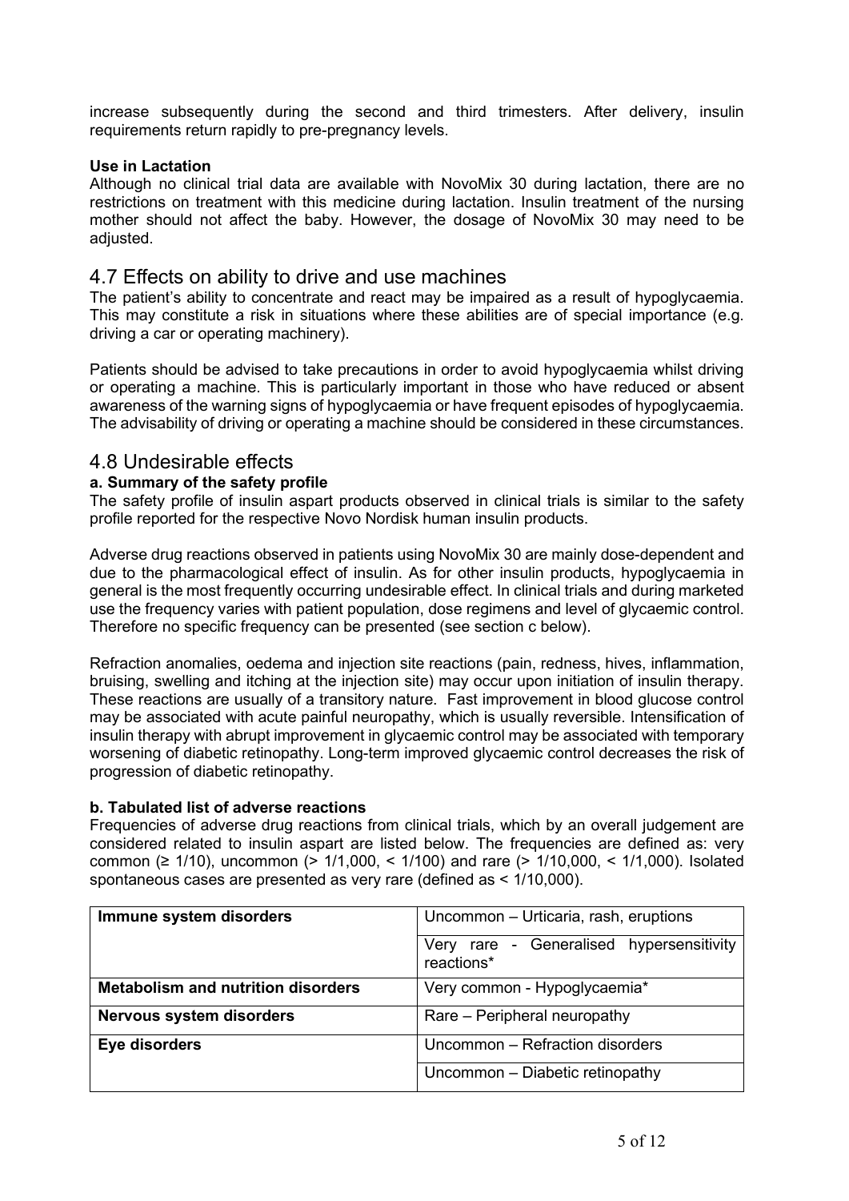increase subsequently during the second and third trimesters. After delivery, insulin requirements return rapidly to pre-pregnancy levels.

**Use in Lactation**

Although no clinical trial data are available with NovoMix 30 during lactation, there are no restrictions on treatment with this medicine during lactation. Insulin treatment of the nursing mother should not affect the baby. However, the dosage of NovoMix 30 may need to be adjusted.

## 4.7 Effects on ability to drive and use machines

The patient's ability to concentrate and react may be impaired as a result of hypoglycaemia. This may constitute a risk in situations where these abilities are of special importance (e.g. driving a car or operating machinery).

Patients should be advised to take precautions in order to avoid hypoglycaemia whilst driving or operating a machine. This is particularly important in those who have reduced or absent awareness of the warning signs of hypoglycaemia or have frequent episodes of hypoglycaemia. The advisability of driving or operating a machine should be considered in these circumstances.

## 4.8 Undesirable effects

**a. Summary of the safety profile**

The safety profile of insulin aspart products observed in clinical trials is similar to the safety profile reported for the respective Novo Nordisk human insulin products.

Adverse drug reactions observed in patients using NovoMix 30 are mainly dose-dependent and due to the pharmacological effect of insulin. As for other insulin products, hypoglycaemia in general is the most frequently occurring undesirable effect. In clinical trials and during marketed use the frequency varies with patient population, dose regimens and level of glycaemic control. Therefore no specific frequency can be presented (see section c below).

Refraction anomalies, oedema and injection site reactions (pain, redness, hives, inflammation, bruising, swelling and itching at the injection site) may occur upon initiation of insulin therapy. These reactions are usually of a transitory nature. Fast improvement in blood glucose control may be associated with acute painful neuropathy, which is usually reversible. Intensification of insulin therapy with abrupt improvement in glycaemic control may be associated with temporary worsening of diabetic retinopathy. Long-term improved glycaemic control decreases the risk of progression of diabetic retinopathy.

**b. Tabulated list of adverse reactions**

Frequencies of adverse drug reactions from clinical trials, which by an overall judgement are considered related to insulin aspart are listed below. The frequencies are defined as: very common ($\geq 1/10$), uncommon ($> 1/1,000$, $< 1/100$) and rare ($> 1/10,000$, $< 1/1,000$). Isolated spontaneous cases are presented as very rare (defined as $< 1/10,000$).

| | |
|---|---|
| **Immune system disorders** | Uncommon – Urticaria, rash, eruptions |
| | Very rare - Generalised hypersensitivity reactions* |
| **Metabolism and nutrition disorders** | Very common - Hypoglycaemia* |
| **Nervous system disorders** | Rare – Peripheral neuropathy |
| **Eye disorders** | Uncommon – Refraction disorders |
| | Uncommon – Diabetic retinopathy |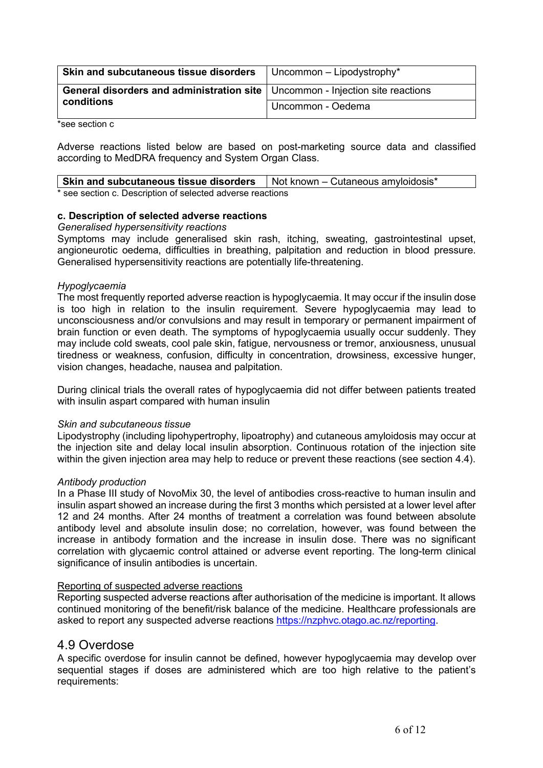| Skin and subcutaneous tissue disorders | Uncommon – Lipodystrophy* |
|---|---|
| **General disorders and administration site conditions** | Uncommon - Injection site reactions |
| | Uncommon - Oedema |

*see section c

Adverse reactions listed below are based on post-marketing source data and classified according to MedDRA frequency and System Organ Class.

| Skin and subcutaneous tissue disorders | Not known – Cutaneous amyloidosis* |
|---|---|

* see section c. Description of selected adverse reactions

**c. Description of selected adverse reactions**

*Generalised hypersensitivity reactions*

Symptoms may include generalised skin rash, itching, sweating, gastrointestinal upset, angioneurotic oedema, difficulties in breathing, palpitation and reduction in blood pressure. Generalised hypersensitivity reactions are potentially life-threatening.

*Hypoglycaemia*

The most frequently reported adverse reaction is hypoglycaemia. It may occur if the insulin dose is too high in relation to the insulin requirement. Severe hypoglycaemia may lead to unconsciousness and/or convulsions and may result in temporary or permanent impairment of brain function or even death. The symptoms of hypoglycaemia usually occur suddenly. They may include cold sweats, cool pale skin, fatigue, nervousness or tremor, anxiousness, unusual tiredness or weakness, confusion, difficulty in concentration, drowsiness, excessive hunger, vision changes, headache, nausea and palpitation.

During clinical trials the overall rates of hypoglycaemia did not differ between patients treated with insulin aspart compared with human insulin

*Skin and subcutaneous tissue*

Lipodystrophy (including lipohypertrophy, lipoatrophy) and cutaneous amyloidosis may occur at the injection site and delay local insulin absorption. Continuous rotation of the injection site within the given injection area may help to reduce or prevent these reactions (see section 4.4).

*Antibody production*

In a Phase III study of NovoMix 30, the level of antibodies cross-reactive to human insulin and insulin aspart showed an increase during the first 3 months which persisted at a lower level after 12 and 24 months. After 24 months of treatment a correlation was found between absolute antibody level and absolute insulin dose; no correlation, however, was found between the increase in antibody formation and the increase in insulin dose. There was no significant correlation with glycaemic control attained or adverse event reporting. The long-term clinical significance of insulin antibodies is uncertain.

Reporting of suspected adverse reactions

Reporting suspected adverse reactions after authorisation of the medicine is important. It allows continued monitoring of the benefit/risk balance of the medicine. Healthcare professionals are asked to report any suspected adverse reactions https://nzphvc.otago.ac.nz/reporting.

## 4.9 Overdose

A specific overdose for insulin cannot be defined, however hypoglycaemia may develop over sequential stages if doses are administered which are too high relative to the patient's requirements: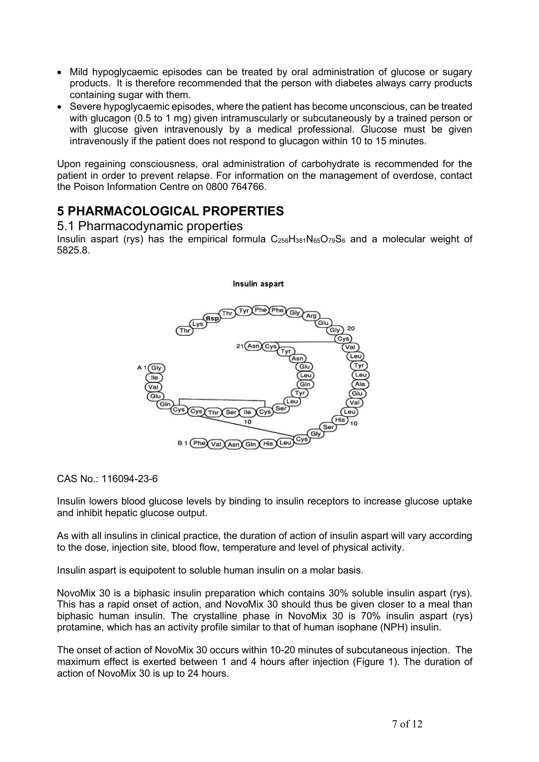- Mild hypoglycaemic episodes can be treated by oral administration of glucose or sugary products. It is therefore recommended that the person with diabetes always carry products containing sugar with them.
- Severe hypoglycaemic episodes, where the patient has become unconscious, can be treated with glucagon (0.5 to 1 mg) given intramuscularly or subcutaneously by a trained person or with glucose given intravenously by a medical professional. Glucose must be given intravenously if the patient does not respond to glucagon within 10 to 15 minutes.

Upon regaining consciousness, oral administration of carbohydrate is recommended for the patient in order to prevent relapse. For information on the management of overdose, contact the Poison Information Centre on 0800 764766.

# 5 PHARMACOLOGICAL PROPERTIES

## 5.1 Pharmacodynamic properties

Insulin aspart (rys) has the empirical formula $C_{256}H_{381}N_{65}O_{79}S_6$ and a molecular weight of 5825.8.

Insulin aspart

CAS No.: 116094-23-6

Insulin lowers blood glucose levels by binding to insulin receptors to increase glucose uptake and inhibit hepatic glucose output.

As with all insulins in clinical practice, the duration of action of insulin aspart will vary according to the dose, injection site, blood flow, temperature and level of physical activity.

Insulin aspart is equipotent to soluble human insulin on a molar basis.

NovoMix 30 is a biphasic insulin preparation which contains 30% soluble insulin aspart (rys). This has a rapid onset of action, and NovoMix 30 should thus be given closer to a meal than biphasic human insulin. The crystalline phase in NovoMix 30 is 70% insulin aspart (rys) protamine, which has an activity profile similar to that of human isophane (NPH) insulin.

The onset of action of NovoMix 30 occurs within 10-20 minutes of subcutaneous injection. The maximum effect is exerted between 1 and 4 hours after injection (Figure 1). The duration of action of NovoMix 30 is up to 24 hours.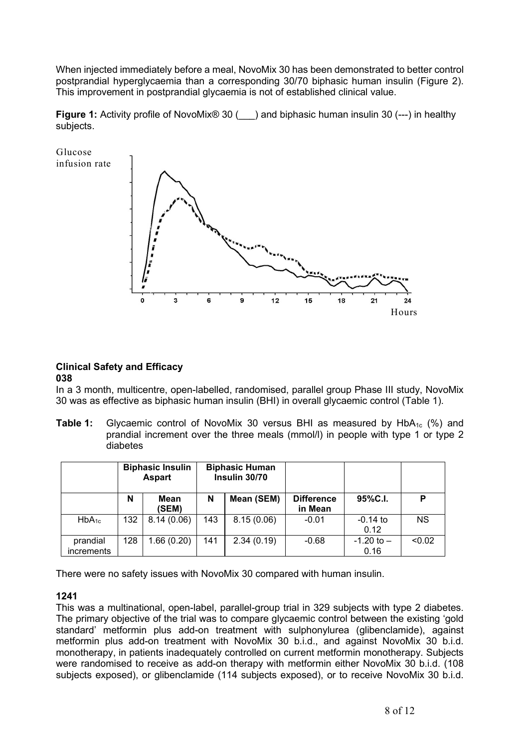When injected immediately before a meal, NovoMix 30 has been demonstrated to better control postprandial hyperglycaemia than a corresponding 30/70 biphasic human insulin (Figure 2). This improvement in postprandial glycaemia is not of established clinical value.

**Figure 1:** Activity profile of NovoMix® 30 (___) and biphasic human insulin 30 (---) in healthy subjects.

Glucose infusion rate

0 3 6 9 12 15 18 21 24

Hours

### Clinical Safety and Efficacy

**038**

In a 3 month, multicentre, open-labelled, randomised, parallel group Phase III study, NovoMix 30 was as effective as biphasic human insulin (BHI) in overall glycaemic control (Table 1).

**Table 1:** Glycaemic control of NovoMix 30 versus BHI as measured by $HbA_{1c}$ (%) and prandial increment over the three meals (mmol/l) in people with type 1 or type 2 diabetes

| | Biphasic Insulin Aspart | | Biphasic Human Insulin 30/70 | | | | |
|---|---|---|---|---|---|---|---|
| | N | Mean (SEM) | N | Mean (SEM) | Difference in Mean | 95%C.I. | P |
| $HbA_{1c}$ | 132 | 8.14 (0.06) | 143 | 8.15 (0.06) | -0.01 | -0.14 to 0.12 | NS |
| prandial increments | 128 | 1.66 (0.20) | 141 | 2.34 (0.19) | -0.68 | -1.20 to – 0.16 | <0.02 |

There were no safety issues with NovoMix 30 compared with human insulin.

**1241**

This was a multinational, open-label, parallel-group trial in 329 subjects with type 2 diabetes. The primary objective of the trial was to compare glycaemic control between the existing 'gold standard' metformin plus add-on treatment with sulphonylurea (glibenclamide), against metformin plus add-on treatment with NovoMix 30 b.i.d., and against NovoMix 30 b.i.d. monotherapy, in patients inadequately controlled on current metformin monotherapy. Subjects were randomised to receive as add-on therapy with metformin either NovoMix 30 b.i.d. (108 subjects exposed), or glibenclamide (114 subjects exposed), or to receive NovoMix 30 b.i.d.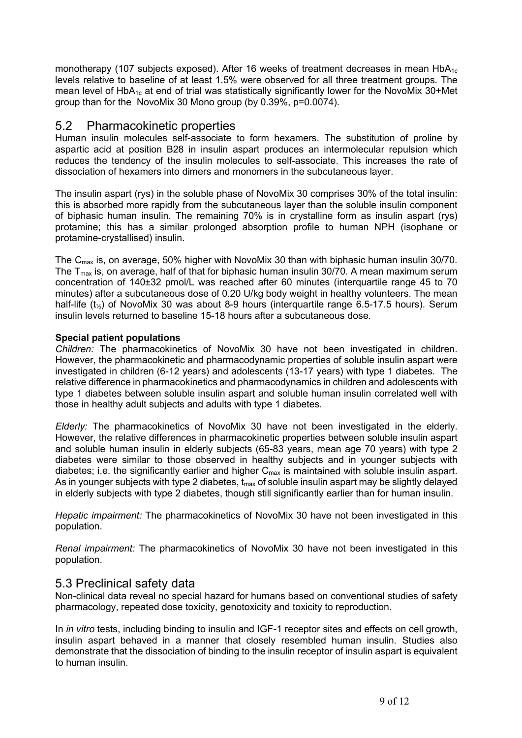monotherapy (107 subjects exposed). After 16 weeks of treatment decreases in mean $HbA_{1c}$ levels relative to baseline of at least 1.5% were observed for all three treatment groups. The mean level of $HbA_{1c}$ at end of trial was statistically significantly lower for the NovoMix 30+Met group than for the NovoMix 30 Mono group (by 0.39%, p=0.0074).

## 5.2 Pharmacokinetic properties

Human insulin molecules self-associate to form hexamers. The substitution of proline by aspartic acid at position B28 in insulin aspart produces an intermolecular repulsion which reduces the tendency of the insulin molecules to self-associate. This increases the rate of dissociation of hexamers into dimers and monomers in the subcutaneous layer.

The insulin aspart (rys) in the soluble phase of NovoMix 30 comprises 30% of the total insulin: this is absorbed more rapidly from the subcutaneous layer than the soluble insulin component of biphasic human insulin. The remaining 70% is in crystalline form as insulin aspart (rys) protamine; this has a similar prolonged absorption profile to human NPH (isophane or protamine-crystallised) insulin.

The $C_{max}$ is, on average, 50% higher with NovoMix 30 than with biphasic human insulin 30/70. The $T_{max}$ is, on average, half of that for biphasic human insulin 30/70. A mean maximum serum concentration of 140±32 pmol/L was reached after 60 minutes (interquartile range 45 to 70 minutes) after a subcutaneous dose of 0.20 U/kg body weight in healthy volunteers. The mean half-life ($t_{½}$) of NovoMix 30 was about 8-9 hours (interquartile range 6.5-17.5 hours). Serum insulin levels returned to baseline 15-18 hours after a subcutaneous dose.

**Special patient populations**

*Children:* The pharmacokinetics of NovoMix 30 have not been investigated in children. However, the pharmacokinetic and pharmacodynamic properties of soluble insulin aspart were investigated in children (6-12 years) and adolescents (13-17 years) with type 1 diabetes. The relative difference in pharmacokinetics and pharmacodynamics in children and adolescents with type 1 diabetes between soluble insulin aspart and soluble human insulin correlated well with those in healthy adult subjects and adults with type 1 diabetes.

*Elderly:* The pharmacokinetics of NovoMix 30 have not been investigated in the elderly. However, the relative differences in pharmacokinetic properties between soluble insulin aspart and soluble human insulin in elderly subjects (65-83 years, mean age 70 years) with type 2 diabetes were similar to those observed in healthy subjects and in younger subjects with diabetes; i.e. the significantly earlier and higher $C_{max}$ is maintained with soluble insulin aspart. As in younger subjects with type 2 diabetes, $t_{max}$ of soluble insulin aspart may be slightly delayed in elderly subjects with type 2 diabetes, though still significantly earlier than for human insulin.

*Hepatic impairment:* The pharmacokinetics of NovoMix 30 have not been investigated in this population.

*Renal impairment:* The pharmacokinetics of NovoMix 30 have not been investigated in this population.

## 5.3 Preclinical safety data

Non-clinical data reveal no special hazard for humans based on conventional studies of safety pharmacology, repeated dose toxicity, genotoxicity and toxicity to reproduction.

In *in vitro* tests, including binding to insulin and IGF-1 receptor sites and effects on cell growth, insulin aspart behaved in a manner that closely resembled human insulin. Studies also demonstrate that the dissociation of binding to the insulin receptor of insulin aspart is equivalent to human insulin.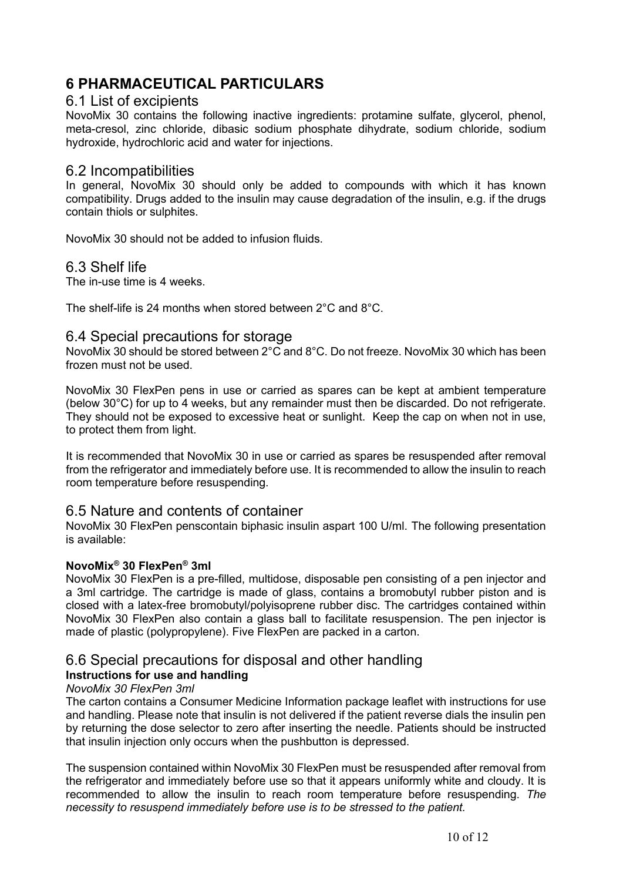# 6 PHARMACEUTICAL PARTICULARS

## 6.1 List of excipients

NovoMix 30 contains the following inactive ingredients: protamine sulfate, glycerol, phenol, meta-cresol, zinc chloride, dibasic sodium phosphate dihydrate, sodium chloride, sodium hydroxide, hydrochloric acid and water for injections.

## 6.2 Incompatibilities

In general, NovoMix 30 should only be added to compounds with which it has known compatibility. Drugs added to the insulin may cause degradation of the insulin, e.g. if the drugs contain thiols or sulphites.

NovoMix 30 should not be added to infusion fluids.

## 6.3 Shelf life

The in-use time is 4 weeks.

The shelf-life is 24 months when stored between 2°C and 8°C.

## 6.4 Special precautions for storage

NovoMix 30 should be stored between 2°C and 8°C. Do not freeze. NovoMix 30 which has been frozen must not be used.

NovoMix 30 FlexPen pens in use or carried as spares can be kept at ambient temperature (below 30°C) for up to 4 weeks, but any remainder must then be discarded. Do not refrigerate. They should not be exposed to excessive heat or sunlight. Keep the cap on when not in use, to protect them from light.

It is recommended that NovoMix 30 in use or carried as spares be resuspended after removal from the refrigerator and immediately before use. It is recommended to allow the insulin to reach room temperature before resuspending.

## 6.5 Nature and contents of container

NovoMix 30 FlexPen penscontain biphasic insulin aspart 100 U/ml. The following presentation is available:

**NovoMix® 30 FlexPen® 3ml**

NovoMix 30 FlexPen is a pre-filled, multidose, disposable pen consisting of a pen injector and a 3ml cartridge. The cartridge is made of glass, contains a bromobutyl rubber piston and is closed with a latex-free bromobutyl/polyisoprene rubber disc. The cartridges contained within NovoMix 30 FlexPen also contain a glass ball to facilitate resuspension. The pen injector is made of plastic (polypropylene). Five FlexPen are packed in a carton.

## 6.6 Special precautions for disposal and other handling

**Instructions for use and handling**

*NovoMix 30 FlexPen 3ml*

The carton contains a Consumer Medicine Information package leaflet with instructions for use and handling. Please note that insulin is not delivered if the patient reverse dials the insulin pen by returning the dose selector to zero after inserting the needle. Patients should be instructed that insulin injection only occurs when the pushbutton is depressed.

The suspension contained within NovoMix 30 FlexPen must be resuspended after removal from the refrigerator and immediately before use so that it appears uniformly white and cloudy. It is recommended to allow the insulin to reach room temperature before resuspending. *The necessity to resuspend immediately before use is to be stressed to the patient.*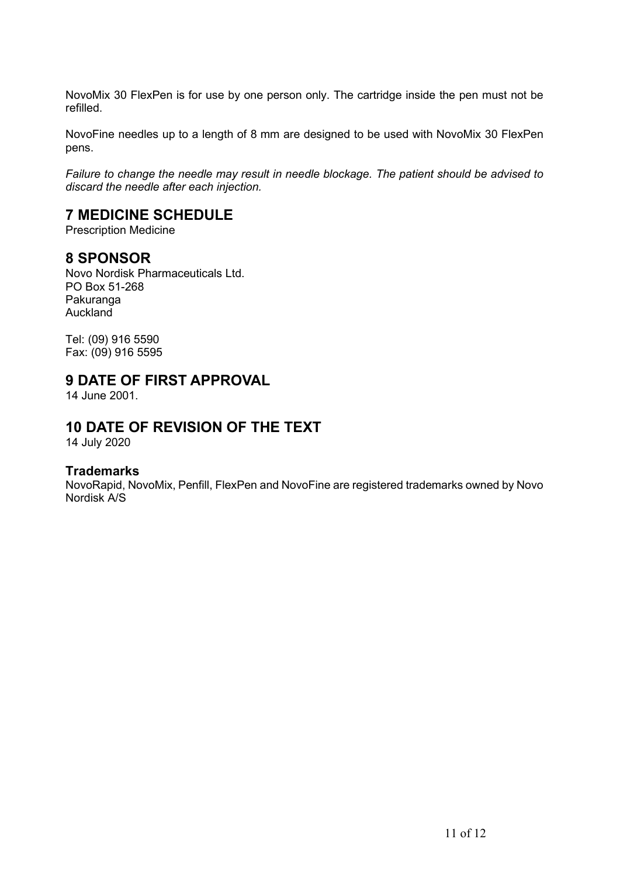NovoMix 30 FlexPen is for use by one person only. The cartridge inside the pen must not be refilled.

NovoFine needles up to a length of 8 mm are designed to be used with NovoMix 30 FlexPen pens.

*Failure to change the needle may result in needle blockage. The patient should be advised to discard the needle after each injection.*

# 7 MEDICINE SCHEDULE

Prescription Medicine

# 8 SPONSOR

Novo Nordisk Pharmaceuticals Ltd.
PO Box 51-268
Pakuranga
Auckland

Tel: (09) 916 5590
Fax: (09) 916 5595

# 9 DATE OF FIRST APPROVAL

14 June 2001.

# 10 DATE OF REVISION OF THE TEXT

14 July 2020

### Trademarks

NovoRapid, NovoMix, Penfill, FlexPen and NovoFine are registered trademarks owned by Novo Nordisk A/S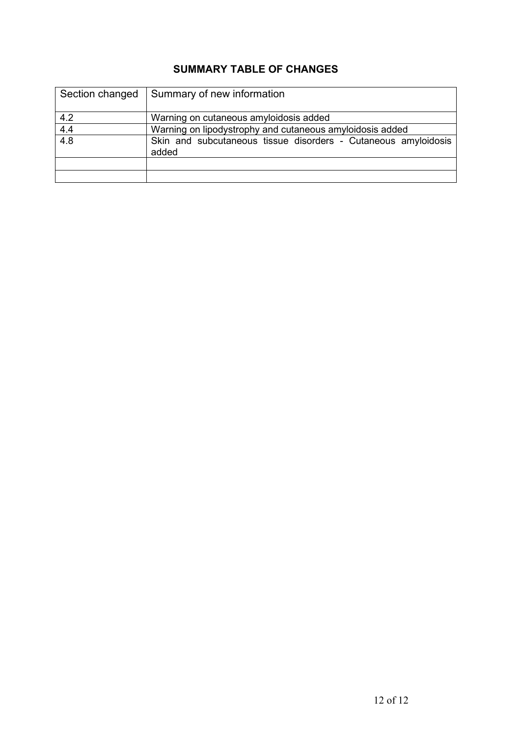**SUMMARY TABLE OF CHANGES**

| Section changed | Summary of new information |
|---|---|
| 4.2 | Warning on cutaneous amyloidosis added |
| 4.4 | Warning on lipodystrophy and cutaneous amyloidosis added |
| 4.8 | Skin and subcutaneous tissue disorders - Cutaneous amyloidosis added |
| | |
| | |